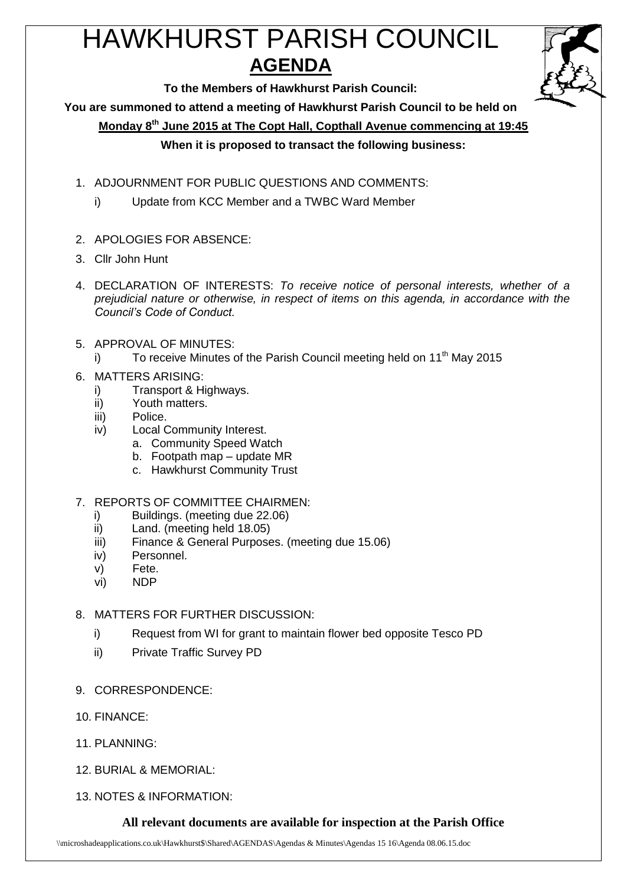# HAWKHURST PARISH COUNCIL

## AGENDA

**To the Members of Hawkhurst Parish Council:**

**You are summoned to attend a meeting of Hawkhurst Parish Council to be held on**

**Monday 8th June 2015 at The Copt Hall, Copthall Avenue commencing at 19:45**

**When it is proposed to transact the following business:**

1. ADJOURNMENT FOR PUBLIC QUESTIONS AND COMMENTS:
   i) Update from KCC Member and a TWBC Ward Member
2. APOLOGIES FOR ABSENCE:
3. Cllr John Hunt
4. DECLARATION OF INTERESTS: *To receive notice of personal interests, whether of a prejudicial nature or otherwise, in respect of items on this agenda, in accordance with the Council's Code of Conduct.*
5. APPROVAL OF MINUTES:
   i) To receive Minutes of the Parish Council meeting held on 11th May 2015
6. MATTERS ARISING:
   i) Transport & Highways.
   ii) Youth matters.
   iii) Police.
   iv) Local Community Interest.
      a. Community Speed Watch
      b. Footpath map – update MR
      c. Hawkhurst Community Trust
7. REPORTS OF COMMITTEE CHAIRMEN:
   i) Buildings. (meeting due 22.06)
   ii) Land. (meeting held 18.05)
   iii) Finance & General Purposes. (meeting due 15.06)
   iv) Personnel.
   v) Fete.
   vi) NDP
8. MATTERS FOR FURTHER DISCUSSION:
   i) Request from WI for grant to maintain flower bed opposite Tesco PD
   ii) Private Traffic Survey PD
9. CORRESPONDENCE:
10. FINANCE:
11. PLANNING:
12. BURIAL & MEMORIAL:
13. NOTES & INFORMATION:

**All relevant documents are available for inspection at the Parish Office**

\\microshadeapplications.co.uk\Hawkhurst$\Shared\AGENDAS\Agendas & Minutes\Agendas 15 16\Agenda 08.06.15.doc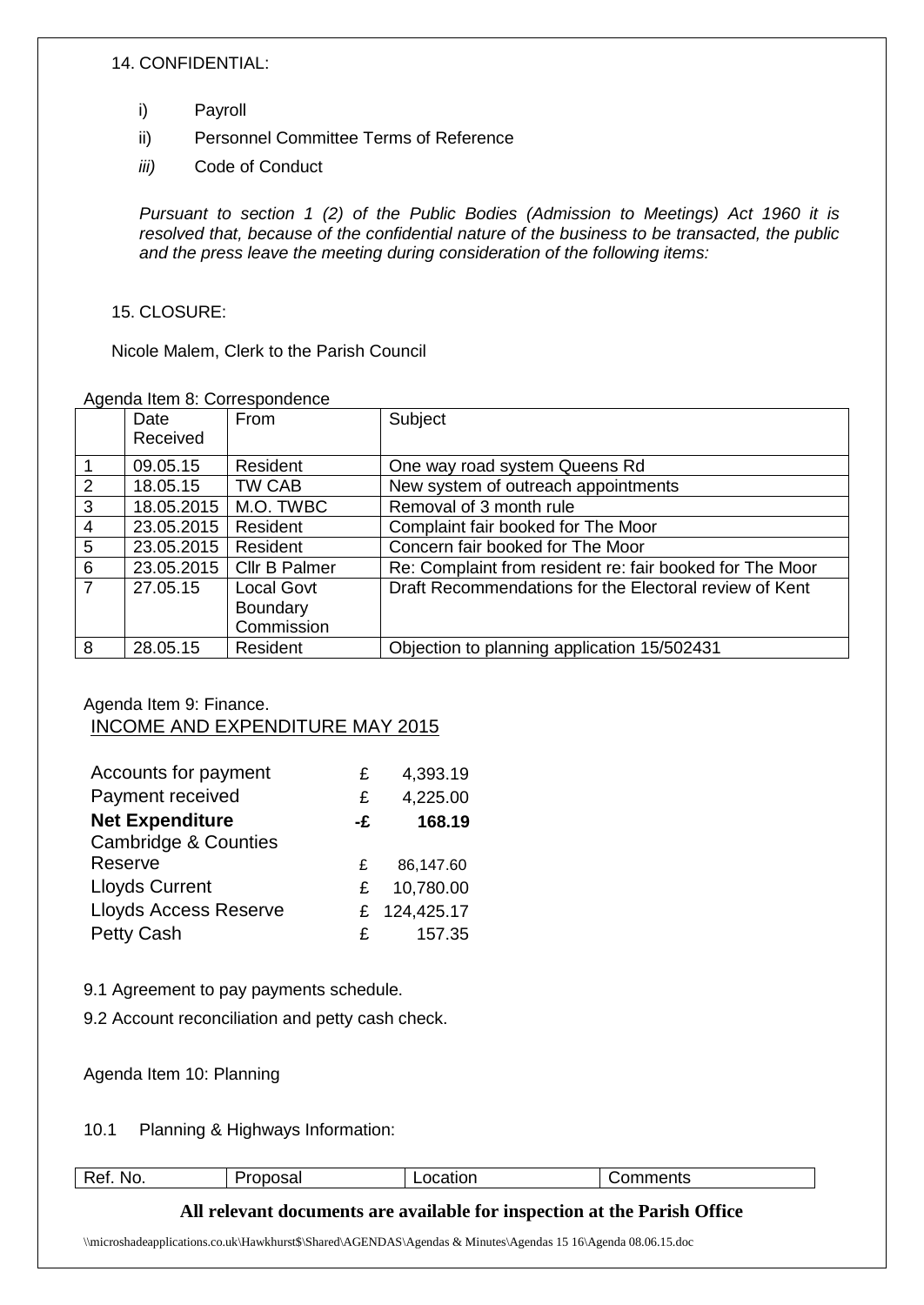14. CONFIDENTIAL:

i) Payroll

ii) Personnel Committee Terms of Reference

*iii)* Code of Conduct

*Pursuant to section 1 (2) of the Public Bodies (Admission to Meetings) Act 1960 it is resolved that, because of the confidential nature of the business to be transacted, the public and the press leave the meeting during consideration of the following items:*

15. CLOSURE:

Nicole Malem, Clerk to the Parish Council

Agenda Item 8: Correspondence

| | Date Received | From | Subject |
|---|---|---|---|
| 1 | 09.05.15 | Resident | One way road system Queens Rd |
| 2 | 18.05.15 | TW CAB | New system of outreach appointments |
| 3 | 18.05.2015 | M.O. TWBC | Removal of 3 month rule |
| 4 | 23.05.2015 | Resident | Complaint fair booked for The Moor |
| 5 | 23.05.2015 | Resident | Concern fair booked for The Moor |
| 6 | 23.05.2015 | Cllr B Palmer | Re: Complaint from resident re: fair booked for The Moor |
| 7 | 27.05.15 | Local Govt Boundary Commission | Draft Recommendations for the Electoral review of Kent |
| 8 | 28.05.15 | Resident | Objection to planning application 15/502431 |

Agenda Item 9: Finance.

INCOME AND EXPENDITURE MAY 2015

| | | |
|---|---|---|
| Accounts for payment | £ | 4,393.19 |
| Payment received | £ | 4,225.00 |
| **Net Expenditure** | **-£** | **168.19** |
| Cambridge & Counties Reserve | £ | 86,147.60 |
| Lloyds Current | £ | 10,780.00 |
| Lloyds Access Reserve | £ | 124,425.17 |
| Petty Cash | £ | 157.35 |

9.1 Agreement to pay payments schedule.

9.2 Account reconciliation and petty cash check.

Agenda Item 10: Planning

10.1 Planning & Highways Information:

| Ref. No. | Proposal | Location | Comments |
|---|---|---|---|

**All relevant documents are available for inspection at the Parish Office**

\\microshadeapplications.co.uk\Hawkhurst$\Shared\AGENDAS\Agendas & Minutes\Agendas 15 16\Agenda 08.06.15.doc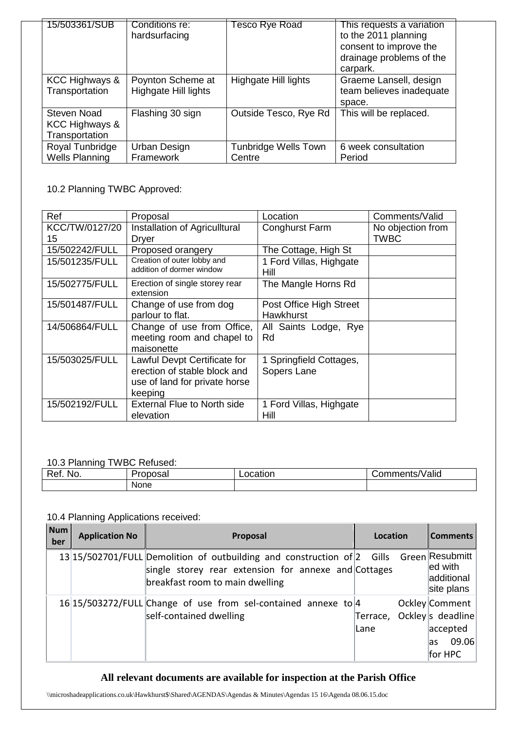| | | | |
|---|---|---|---|
| 15/503361/SUB | Conditions re: hardsurfacing | Tesco Rye Road | This requests a variation to the 2011 planning consent to improve the drainage problems of the carpark. |
| KCC Highways & Transportation | Poynton Scheme at Highgate Hill lights | Highgate Hill lights | Graeme Lansell, design team believes inadequate space. |
| Steven Noad KCC Highways & Transportation | Flashing 30 sign | Outside Tesco, Rye Rd | This will be replaced. |
| Royal Tunbridge Wells Planning | Urban Design Framework | Tunbridge Wells Town Centre | 6 week consultation Period |

10.2 Planning TWBC Approved:

| Ref | Proposal | Location | Comments/Valid |
|---|---|---|---|
| KCC/TW/0127/2015 | Installation of Agricultural Dryer | Conghurst Farm | No objection from TWBC |
| 15/502242/FULL | Proposed orangery | The Cottage, High St | |
| 15/501235/FULL | Creation of outer lobby and addition of dormer window | 1 Ford Villas, Highgate Hill | |
| 15/502775/FULL | Erection of single storey rear extension | The Mangle Horns Rd | |
| 15/501487/FULL | Change of use from dog parlour to flat. | Post Office High Street Hawkhurst | |
| 14/506864/FULL | Change of use from Office, meeting room and chapel to maisonette | All Saints Lodge, Rye Rd | |
| 15/503025/FULL | Lawful Devpt Certificate for erection of stable block and use of land for private horse keeping | 1 Springfield Cottages, Sopers Lane | |
| 15/502192/FULL | External Flue to North side elevation | 1 Ford Villas, Highgate Hill | |

10.3 Planning TWBC Refused:

| Ref. No. | Proposal | Location | Comments/Valid |
|---|---|---|---|
| | None | | |

10.4 Planning Applications received:

| Number | Application No | Proposal | Location | Comments |
|---|---|---|---|---|
| 13 | 15/502701/FULL | Demolition of outbuilding and construction of single storey rear extension for annexe and breakfast room to main dwelling | 2 Gills Green Cottages | Resubmitted with additional site plans |
| 16 | 15/503272/FULL | Change of use from sel-contained annexe to self-contained dwelling | 4 Ockley Terrace, Ockley Lane | Comments deadline accepted as 09.06 for HPC |

**All relevant documents are available for inspection at the Parish Office**

\\microshadeapplications.co.uk\Hawkhurst$\Shared\AGENDAS\Agendas & Minutes\Agendas 15 16\Agenda 08.06.15.doc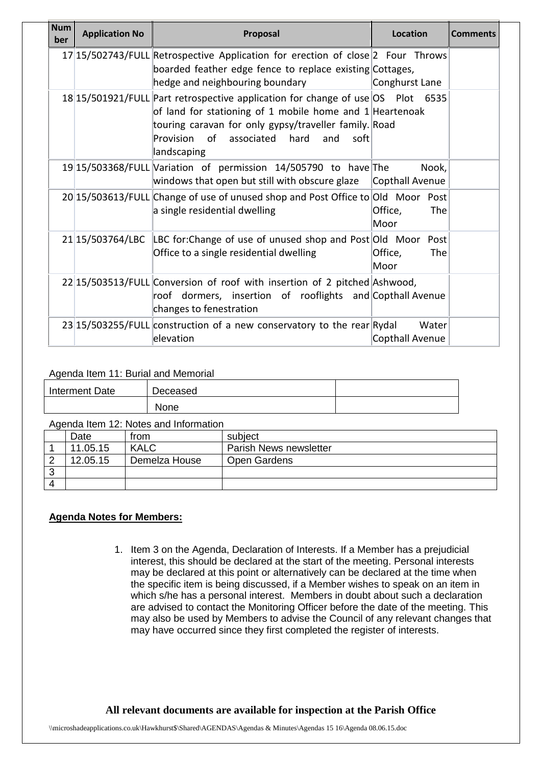| Number | Application No | Proposal | Location | Comments |
|---|---|---|---|---|
| 17 | 15/502743/FULL | Retrospective Application for erection of close boarded feather edge fence to replace existing hedge and neighbouring boundary | 2 Four Throws Cottages, Conghurst Lane | |
| 18 | 15/501921/FULL | Part retrospective application for change of use of land for stationing of 1 mobile home and 1 touring caravan for only gypsy/traveller family. Provision of associated hard and soft landscaping | OS Plot 6535 Heartenoak Road | |
| 19 | 15/503368/FULL | Variation of permission 14/505790 to have windows that open but still with obscure glaze | The Nook, Copthall Avenue | |
| 20 | 15/503613/FULL | Change of use of unused shop and Post Office to a single residential dwelling | Old Moor Post Office, The Moor | |
| 21 | 15/503764/LBC | LBC for:Change of use of unused shop and Post Office to a single residential dwelling | Old Moor Post Office, The Moor | |
| 22 | 15/503513/FULL | Conversion of roof with insertion of 2 pitched roof dormers, insertion of rooflights and changes to fenestration | Ashwood, Copthall Avenue | |
| 23 | 15/503255/FULL | construction of a new conservatory to the rear elevation | Rydal Water Copthall Avenue | |

Agenda Item 11: Burial and Memorial

| Interment Date | Deceased | |
|---|---|---|
| | None | |

Agenda Item 12: Notes and Information

| | Date | from | subject |
|---|---|---|---|
| 1 | 11.05.15 | KALC | Parish News newsletter |
| 2 | 12.05.15 | Demelza House | Open Gardens |
| 3 | | | |
| 4 | | | |

**Agenda Notes for Members:**

1. Item 3 on the Agenda, Declaration of Interests. If a Member has a prejudicial interest, this should be declared at the start of the meeting. Personal interests may be declared at this point or alternatively can be declared at the time when the specific item is being discussed, if a Member wishes to speak on an item in which s/he has a personal interest. Members in doubt about such a declaration are advised to contact the Monitoring Officer before the date of the meeting. This may also be used by Members to advise the Council of any relevant changes that may have occurred since they first completed the register of interests.

**All relevant documents are available for inspection at the Parish Office**

\\microshadeapplications.co.uk\Hawkhurst$\Shared\AGENDAS\Agendas & Minutes\Agendas 15 16\Agenda 08.06.15.doc